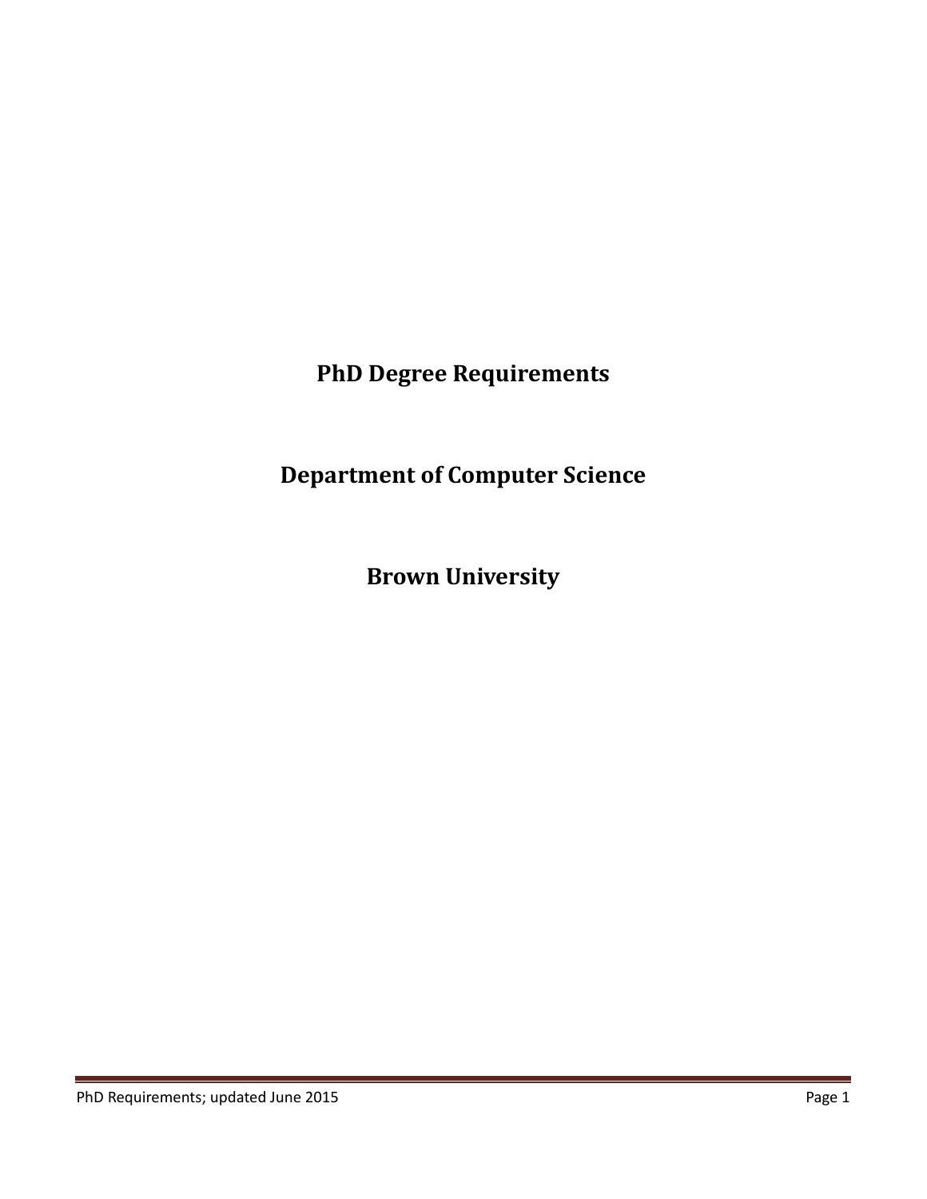# PhD Degree Requirements

# Department of Computer Science

# Brown University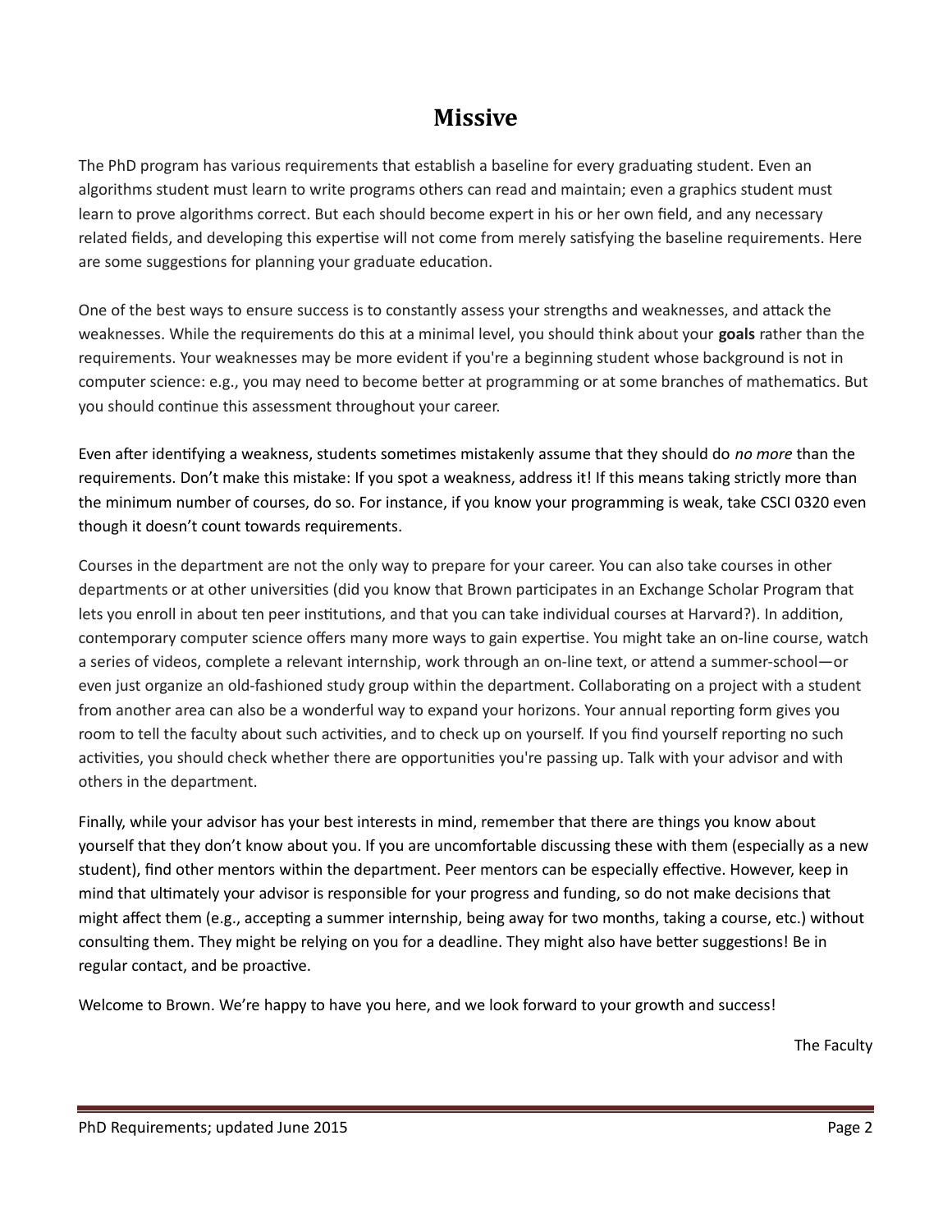# Missive

The PhD program has various requirements that establish a baseline for every graduating student. Even an algorithms student must learn to write programs others can read and maintain; even a graphics student must learn to prove algorithms correct. But each should become expert in his or her own field, and any necessary related fields, and developing this expertise will not come from merely satisfying the baseline requirements. Here are some suggestions for planning your graduate education.

One of the best ways to ensure success is to constantly assess your strengths and weaknesses, and attack the weaknesses. While the requirements do this at a minimal level, you should think about your **goals** rather than the requirements. Your weaknesses may be more evident if you're a beginning student whose background is not in computer science: e.g., you may need to become better at programming or at some branches of mathematics. But you should continue this assessment throughout your career.

Even after identifying a weakness, students sometimes mistakenly assume that they should do *no more* than the requirements. Don't make this mistake: If you spot a weakness, address it! If this means taking strictly more than the minimum number of courses, do so. For instance, if you know your programming is weak, take CSCI 0320 even though it doesn't count towards requirements.

Courses in the department are not the only way to prepare for your career. You can also take courses in other departments or at other universities (did you know that Brown participates in an Exchange Scholar Program that lets you enroll in about ten peer institutions, and that you can take individual courses at Harvard?). In addition, contemporary computer science offers many more ways to gain expertise. You might take an on-line course, watch a series of videos, complete a relevant internship, work through an on-line text, or attend a summer-school—or even just organize an old-fashioned study group within the department. Collaborating on a project with a student from another area can also be a wonderful way to expand your horizons. Your annual reporting form gives you room to tell the faculty about such activities, and to check up on yourself. If you find yourself reporting no such activities, you should check whether there are opportunities you're passing up. Talk with your advisor and with others in the department.

Finally, while your advisor has your best interests in mind, remember that there are things you know about yourself that they don't know about you. If you are uncomfortable discussing these with them (especially as a new student), find other mentors within the department. Peer mentors can be especially effective. However, keep in mind that ultimately your advisor is responsible for your progress and funding, so do not make decisions that might affect them (e.g., accepting a summer internship, being away for two months, taking a course, etc.) without consulting them. They might be relying on you for a deadline. They might also have better suggestions! Be in regular contact, and be proactive.

Welcome to Brown. We're happy to have you here, and we look forward to your growth and success!

The Faculty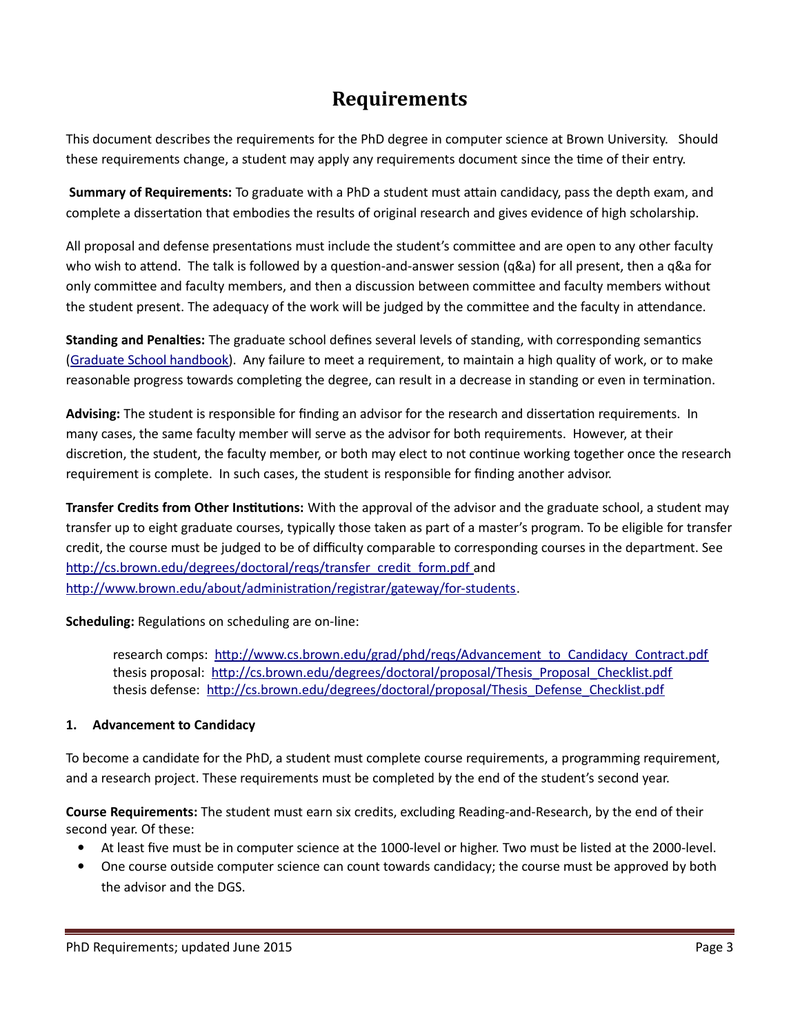# Requirements

This document describes the requirements for the PhD degree in computer science at Brown University. Should these requirements change, a student may apply any requirements document since the time of their entry.

**Summary of Requirements:** To graduate with a PhD a student must attain candidacy, pass the depth exam, and complete a dissertation that embodies the results of original research and gives evidence of high scholarship.

All proposal and defense presentations must include the student's committee and are open to any other faculty who wish to attend. The talk is followed by a question-and-answer session (q&a) for all present, then a q&a for only committee and faculty members, and then a discussion between committee and faculty members without the student present. The adequacy of the work will be judged by the committee and the faculty in attendance.

**Standing and Penalties:** The graduate school defines several levels of standing, with corresponding semantics ([Graduate School handbook]()). Any failure to meet a requirement, to maintain a high quality of work, or to make reasonable progress towards completing the degree, can result in a decrease in standing or even in termination.

**Advising:** The student is responsible for finding an advisor for the research and dissertation requirements. In many cases, the same faculty member will serve as the advisor for both requirements. However, at their discretion, the student, the faculty member, or both may elect to not continue working together once the research requirement is complete. In such cases, the student is responsible for finding another advisor.

**Transfer Credits from Other Institutions:** With the approval of the advisor and the graduate school, a student may transfer up to eight graduate courses, typically those taken as part of a master's program. To be eligible for transfer credit, the course must be judged to be of difficulty comparable to corresponding courses in the department. See http://cs.brown.edu/degrees/doctoral/reqs/transfer_credit_form.pdf and http://www.brown.edu/about/administration/registrar/gateway/for-students.

**Scheduling:** Regulations on scheduling are on-line:

> research comps: http://www.cs.brown.edu/grad/phd/reqs/Advancement_to_Candidacy_Contract.pdf
> thesis proposal: http://cs.brown.edu/degrees/doctoral/proposal/Thesis_Proposal_Checklist.pdf
> thesis defense: http://cs.brown.edu/degrees/doctoral/proposal/Thesis_Defense_Checklist.pdf

### 1. Advancement to Candidacy

To become a candidate for the PhD, a student must complete course requirements, a programming requirement, and a research project. These requirements must be completed by the end of the student's second year.

**Course Requirements:** The student must earn six credits, excluding Reading-and-Research, by the end of their second year. Of these:

- At least five must be in computer science at the 1000-level or higher. Two must be listed at the 2000-level.
- One course outside computer science can count towards candidacy; the course must be approved by both the advisor and the DGS.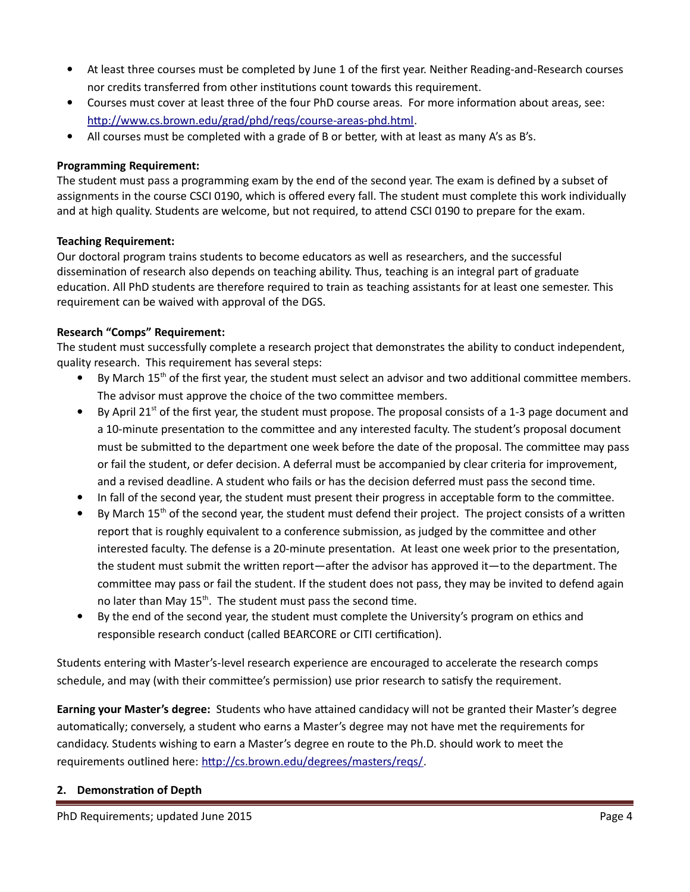- At least three courses must be completed by June 1 of the first year. Neither Reading-and-Research courses nor credits transferred from other institutions count towards this requirement.
- Courses must cover at least three of the four PhD course areas. For more information about areas, see: [http://www.cs.brown.edu/grad/phd/reqs/course-areas-phd.html](http://www.cs.brown.edu/grad/phd/reqs/course-areas-phd.html).
- All courses must be completed with a grade of B or better, with at least as many A's as B's.

**Programming Requirement:**
The student must pass a programming exam by the end of the second year. The exam is defined by a subset of assignments in the course CSCI 0190, which is offered every fall. The student must complete this work individually and at high quality. Students are welcome, but not required, to attend CSCI 0190 to prepare for the exam.

**Teaching Requirement:**
Our doctoral program trains students to become educators as well as researchers, and the successful dissemination of research also depends on teaching ability. Thus, teaching is an integral part of graduate education. All PhD students are therefore required to train as teaching assistants for at least one semester. This requirement can be waived with approval of the DGS.

**Research "Comps" Requirement:**
The student must successfully complete a research project that demonstrates the ability to conduct independent, quality research. This requirement has several steps:

- By March 15th of the first year, the student must select an advisor and two additional committee members. The advisor must approve the choice of the two committee members.
- By April 21st of the first year, the student must propose. The proposal consists of a 1-3 page document and a 10-minute presentation to the committee and any interested faculty. The student's proposal document must be submitted to the department one week before the date of the proposal. The committee may pass or fail the student, or defer decision. A deferral must be accompanied by clear criteria for improvement, and a revised deadline. A student who fails or has the decision deferred must pass the second time.
- In fall of the second year, the student must present their progress in acceptable form to the committee.
- By March 15th of the second year, the student must defend their project. The project consists of a written report that is roughly equivalent to a conference submission, as judged by the committee and other interested faculty. The defense is a 20-minute presentation. At least one week prior to the presentation, the student must submit the written report—after the advisor has approved it—to the department. The committee may pass or fail the student. If the student does not pass, they may be invited to defend again no later than May 15th. The student must pass the second time.
- By the end of the second year, the student must complete the University's program on ethics and responsible research conduct (called BEARCORE or CITI certification).

Students entering with Master's-level research experience are encouraged to accelerate the research comps schedule, and may (with their committee's permission) use prior research to satisfy the requirement.

**Earning your Master's degree:** Students who have attained candidacy will not be granted their Master's degree automatically; conversely, a student who earns a Master's degree may not have met the requirements for candidacy. Students wishing to earn a Master's degree en route to the Ph.D. should work to meet the requirements outlined here: [http://cs.brown.edu/degrees/masters/reqs/](http://cs.brown.edu/degrees/masters/reqs/).

## 2. Demonstration of Depth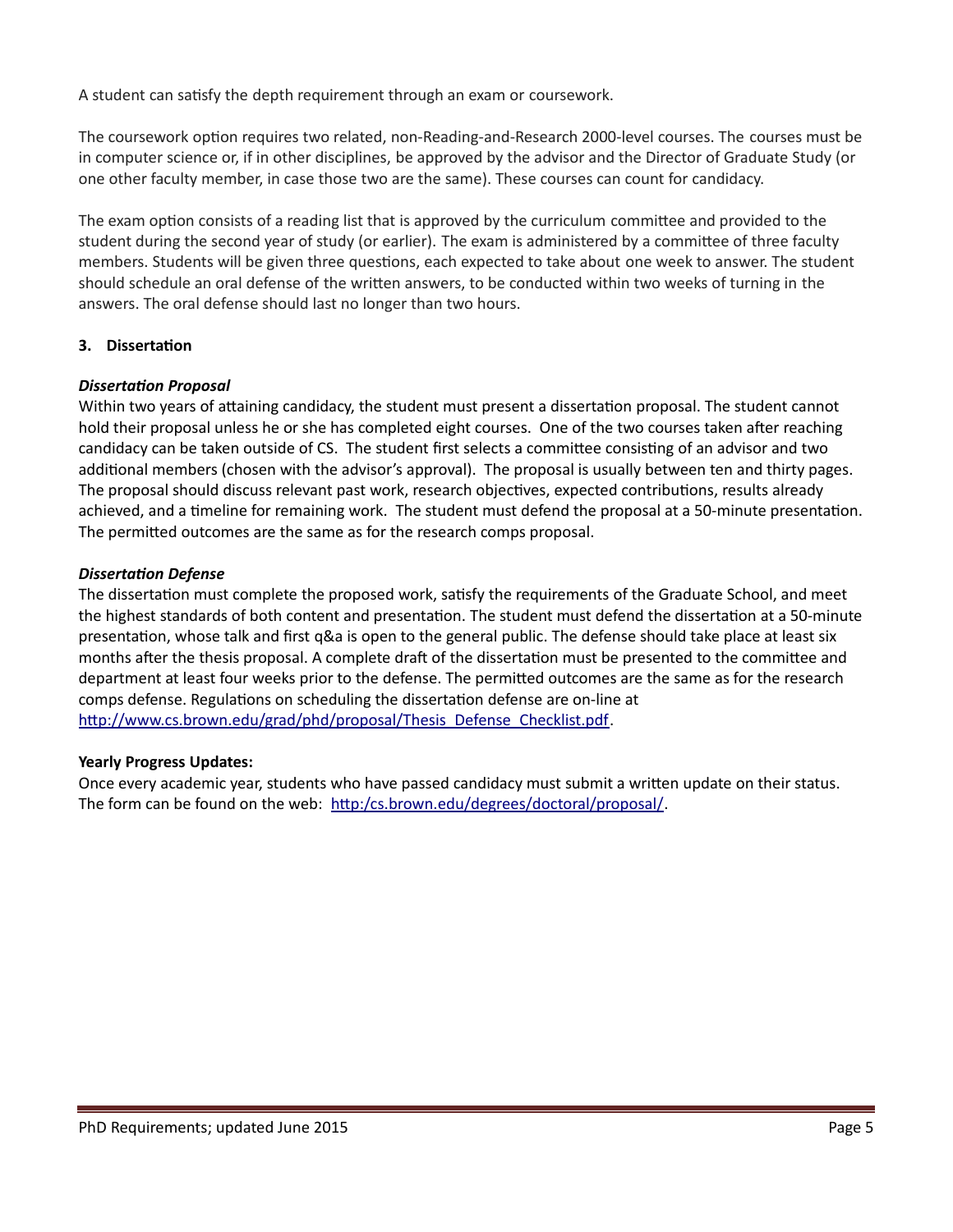A student can satisfy the depth requirement through an exam or coursework.

The coursework option requires two related, non-Reading-and-Research 2000-level courses. The courses must be in computer science or, if in other disciplines, be approved by the advisor and the Director of Graduate Study (or one other faculty member, in case those two are the same). These courses can count for candidacy.

The exam option consists of a reading list that is approved by the curriculum committee and provided to the student during the second year of study (or earlier). The exam is administered by a committee of three faculty members. Students will be given three questions, each expected to take about one week to answer. The student should schedule an oral defense of the written answers, to be conducted within two weeks of turning in the answers. The oral defense should last no longer than two hours.

### 3. Dissertation

***Dissertation Proposal***

Within two years of attaining candidacy, the student must present a dissertation proposal. The student cannot hold their proposal unless he or she has completed eight courses. One of the two courses taken after reaching candidacy can be taken outside of CS. The student first selects a committee consisting of an advisor and two additional members (chosen with the advisor's approval). The proposal is usually between ten and thirty pages. The proposal should discuss relevant past work, research objectives, expected contributions, results already achieved, and a timeline for remaining work. The student must defend the proposal at a 50-minute presentation. The permitted outcomes are the same as for the research comps proposal.

***Dissertation Defense***

The dissertation must complete the proposed work, satisfy the requirements of the Graduate School, and meet the highest standards of both content and presentation. The student must defend the dissertation at a 50-minute presentation, whose talk and first q&a is open to the general public. The defense should take place at least six months after the thesis proposal. A complete draft of the dissertation must be presented to the committee and department at least four weeks prior to the defense. The permitted outcomes are the same as for the research comps defense. Regulations on scheduling the dissertation defense are on-line at [http://www.cs.brown.edu/grad/phd/proposal/Thesis_Defense_Checklist.pdf](http://www.cs.brown.edu/grad/phd/proposal/Thesis_Defense_Checklist.pdf).

**Yearly Progress Updates:**

Once every academic year, students who have passed candidacy must submit a written update on their status. The form can be found on the web: [http:/cs.brown.edu/degrees/doctoral/proposal/](http:/cs.brown.edu/degrees/doctoral/proposal/).